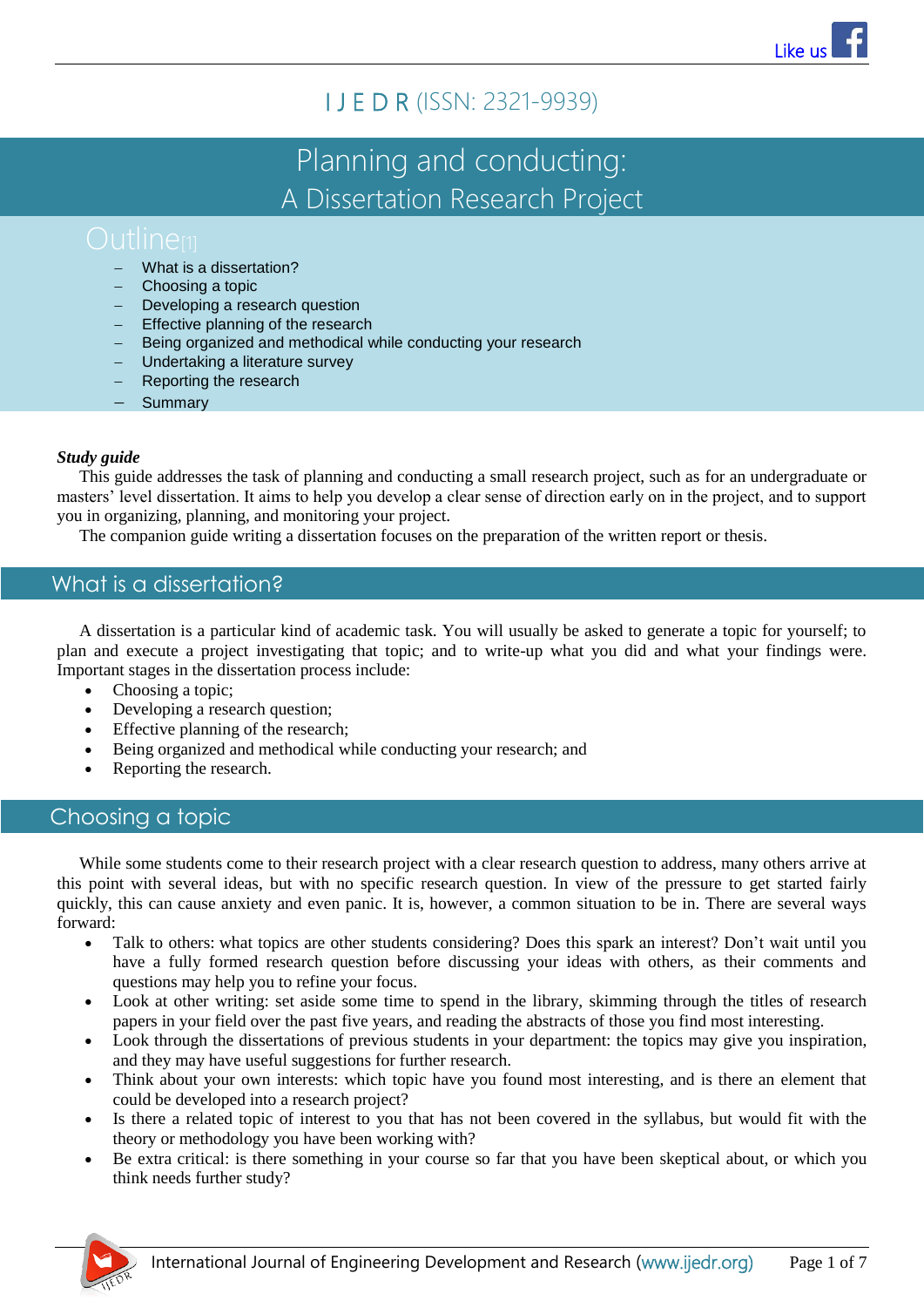# Planning and conducting: A Dissertation Research Project

## Outline[1]

- What is a dissertation?
- Choosing a topic
- Developing a research question
- Effective planning of the research
- Being organized and methodical while conducting your research
- Undertaking a literature survey
- Reporting the research
- Summary

***Study guide***

This guide addresses the task of planning and conducting a small research project, such as for an undergraduate or masters' level dissertation. It aims to help you develop a clear sense of direction early on in the project, and to support you in organizing, planning, and monitoring your project.

The companion guide writing a dissertation focuses on the preparation of the written report or thesis.

## What is a dissertation?

A dissertation is a particular kind of academic task. You will usually be asked to generate a topic for yourself; to plan and execute a project investigating that topic; and to write-up what you did and what your findings were. Important stages in the dissertation process include:

- Choosing a topic;
- Developing a research question;
- Effective planning of the research;
- Being organized and methodical while conducting your research; and
- Reporting the research.

## Choosing a topic

While some students come to their research project with a clear research question to address, many others arrive at this point with several ideas, but with no specific research question. In view of the pressure to get started fairly quickly, this can cause anxiety and even panic. It is, however, a common situation to be in. There are several ways forward:

- Talk to others: what topics are other students considering? Does this spark an interest? Don't wait until you have a fully formed research question before discussing your ideas with others, as their comments and questions may help you to refine your focus.
- Look at other writing: set aside some time to spend in the library, skimming through the titles of research papers in your field over the past five years, and reading the abstracts of those you find most interesting.
- Look through the dissertations of previous students in your department: the topics may give you inspiration, and they may have useful suggestions for further research.
- Think about your own interests: which topic have you found most interesting, and is there an element that could be developed into a research project?
- Is there a related topic of interest to you that has not been covered in the syllabus, but would fit with the theory or methodology you have been working with?
- Be extra critical: is there something in your course so far that you have been skeptical about, or which you think needs further study?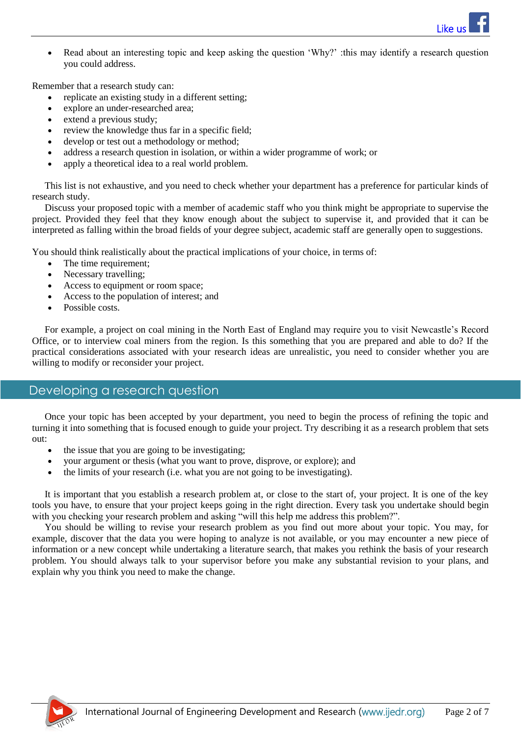- Read about an interesting topic and keep asking the question 'Why?' :this may identify a research question you could address.

Remember that a research study can:

- replicate an existing study in a different setting;
- explore an under-researched area;
- extend a previous study;
- review the knowledge thus far in a specific field;
- develop or test out a methodology or method;
- address a research question in isolation, or within a wider programme of work; or
- apply a theoretical idea to a real world problem.

This list is not exhaustive, and you need to check whether your department has a preference for particular kinds of research study.

Discuss your proposed topic with a member of academic staff who you think might be appropriate to supervise the project. Provided they feel that they know enough about the subject to supervise it, and provided that it can be interpreted as falling within the broad fields of your degree subject, academic staff are generally open to suggestions.

You should think realistically about the practical implications of your choice, in terms of:

- The time requirement;
- Necessary travelling;
- Access to equipment or room space;
- Access to the population of interest; and
- Possible costs.

For example, a project on coal mining in the North East of England may require you to visit Newcastle's Record Office, or to interview coal miners from the region. Is this something that you are prepared and able to do? If the practical considerations associated with your research ideas are unrealistic, you need to consider whether you are willing to modify or reconsider your project.

## Developing a research question

Once your topic has been accepted by your department, you need to begin the process of refining the topic and turning it into something that is focused enough to guide your project. Try describing it as a research problem that sets out:

- the issue that you are going to be investigating;
- your argument or thesis (what you want to prove, disprove, or explore); and
- the limits of your research (i.e. what you are not going to be investigating).

It is important that you establish a research problem at, or close to the start of, your project. It is one of the key tools you have, to ensure that your project keeps going in the right direction. Every task you undertake should begin with you checking your research problem and asking "will this help me address this problem?".

You should be willing to revise your research problem as you find out more about your topic. You may, for example, discover that the data you were hoping to analyze is not available, or you may encounter a new piece of information or a new concept while undertaking a literature search, that makes you rethink the basis of your research problem. You should always talk to your supervisor before you make any substantial revision to your plans, and explain why you think you need to make the change.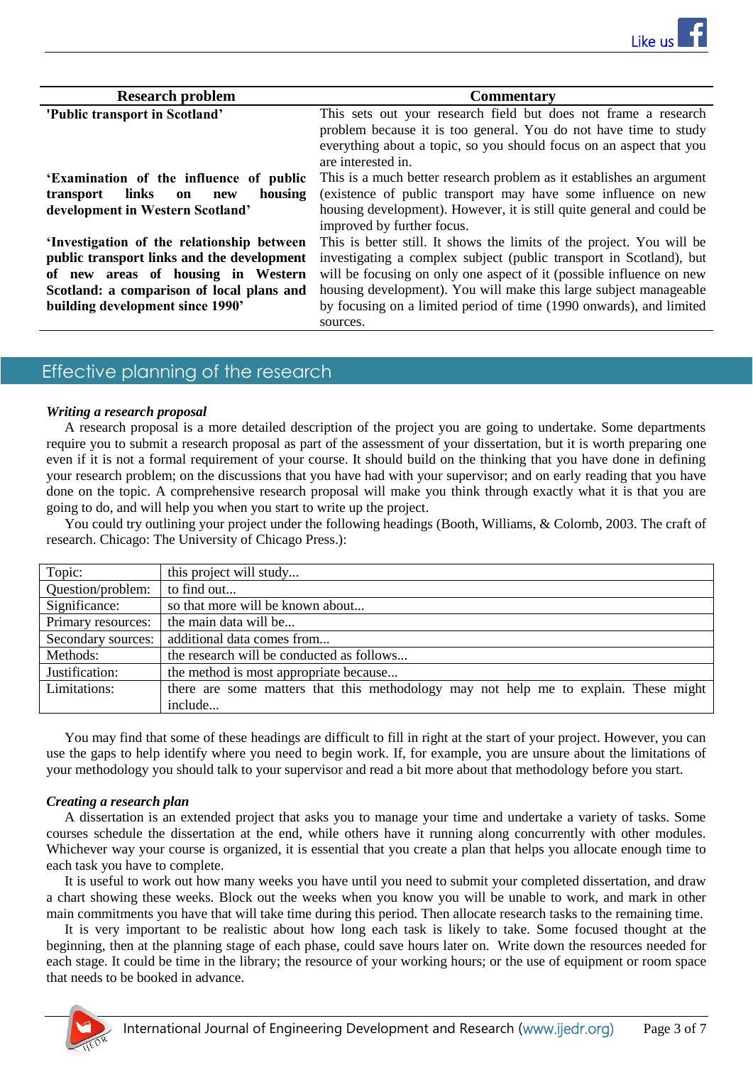| Research problem | Commentary |
|---|---|
| **'Public transport in Scotland'** | This sets out your research field but does not frame a research problem because it is too general. You do not have time to study everything about a topic, so you should focus on an aspect that you are interested in. |
| **'Examination of the influence of public transport links on new housing development in Western Scotland'** | This is a much better research problem as it establishes an argument (existence of public transport may have some influence on new housing development). However, it is still quite general and could be improved by further focus. |
| **'Investigation of the relationship between public transport links and the development of new areas of housing in Western Scotland: a comparison of local plans and building development since 1990'** | This is better still. It shows the limits of the project. You will be investigating a complex subject (public transport in Scotland), but will be focusing on only one aspect of it (possible influence on new housing development). You will make this large subject manageable by focusing on a limited period of time (1990 onwards), and limited sources. |

## Effective planning of the research

***Writing a research proposal***

A research proposal is a more detailed description of the project you are going to undertake. Some departments require you to submit a research proposal as part of the assessment of your dissertation, but it is worth preparing one even if it is not a formal requirement of your course. It should build on the thinking that you have done in defining your research problem; on the discussions that you have had with your supervisor; and on early reading that you have done on the topic. A comprehensive research proposal will make you think through exactly what it is that you are going to do, and will help you when you start to write up the project.

You could try outlining your project under the following headings (Booth, Williams, & Colomb, 2003. The craft of research. Chicago: The University of Chicago Press.):

| | |
|---|---|
| Topic: | this project will study... |
| Question/problem: | to find out... |
| Significance: | so that more will be known about... |
| Primary resources: | the main data will be... |
| Secondary sources: | additional data comes from... |
| Methods: | the research will be conducted as follows... |
| Justification: | the method is most appropriate because... |
| Limitations: | there are some matters that this methodology may not help me to explain. These might include... |

You may find that some of these headings are difficult to fill in right at the start of your project. However, you can use the gaps to help identify where you need to begin work. If, for example, you are unsure about the limitations of your methodology you should talk to your supervisor and read a bit more about that methodology before you start.

***Creating a research plan***

A dissertation is an extended project that asks you to manage your time and undertake a variety of tasks. Some courses schedule the dissertation at the end, while others have it running along concurrently with other modules. Whichever way your course is organized, it is essential that you create a plan that helps you allocate enough time to each task you have to complete.

It is useful to work out how many weeks you have until you need to submit your completed dissertation, and draw a chart showing these weeks. Block out the weeks when you know you will be unable to work, and mark in other main commitments you have that will take time during this period. Then allocate research tasks to the remaining time.

It is very important to be realistic about how long each task is likely to take. Some focused thought at the beginning, then at the planning stage of each phase, could save hours later on. Write down the resources needed for each stage. It could be time in the library; the resource of your working hours; or the use of equipment or room space that needs to be booked in advance.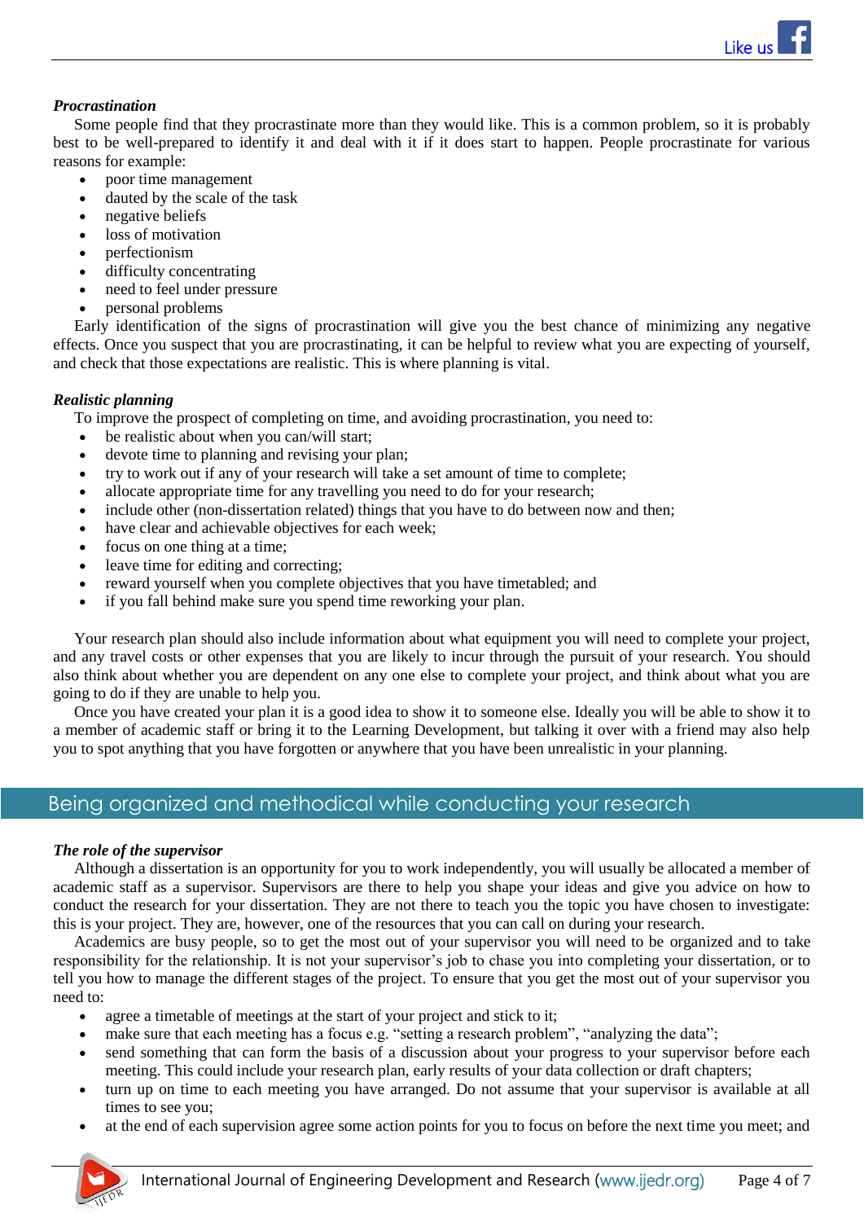***Procrastination***

Some people find that they procrastinate more than they would like. This is a common problem, so it is probably best to be well-prepared to identify it and deal with it if it does start to happen. People procrastinate for various reasons for example:

- poor time management
- dauted by the scale of the task
- negative beliefs
- loss of motivation
- perfectionism
- difficulty concentrating
- need to feel under pressure
- personal problems

Early identification of the signs of procrastination will give you the best chance of minimizing any negative effects. Once you suspect that you are procrastinating, it can be helpful to review what you are expecting of yourself, and check that those expectations are realistic. This is where planning is vital.

***Realistic planning***

To improve the prospect of completing on time, and avoiding procrastination, you need to:

- be realistic about when you can/will start;
- devote time to planning and revising your plan;
- try to work out if any of your research will take a set amount of time to complete;
- allocate appropriate time for any travelling you need to do for your research;
- include other (non-dissertation related) things that you have to do between now and then;
- have clear and achievable objectives for each week;
- focus on one thing at a time;
- leave time for editing and correcting;
- reward yourself when you complete objectives that you have timetabled; and
- if you fall behind make sure you spend time reworking your plan.

Your research plan should also include information about what equipment you will need to complete your project, and any travel costs or other expenses that you are likely to incur through the pursuit of your research. You should also think about whether you are dependent on any one else to complete your project, and think about what you are going to do if they are unable to help you.

Once you have created your plan it is a good idea to show it to someone else. Ideally you will be able to show it to a member of academic staff or bring it to the Learning Development, but talking it over with a friend may also help you to spot anything that you have forgotten or anywhere that you have been unrealistic in your planning.

## Being organized and methodical while conducting your research

***The role of the supervisor***

Although a dissertation is an opportunity for you to work independently, you will usually be allocated a member of academic staff as a supervisor. Supervisors are there to help you shape your ideas and give you advice on how to conduct the research for your dissertation. They are not there to teach you the topic you have chosen to investigate: this is your project. They are, however, one of the resources that you can call on during your research.

Academics are busy people, so to get the most out of your supervisor you will need to be organized and to take responsibility for the relationship. It is not your supervisor's job to chase you into completing your dissertation, or to tell you how to manage the different stages of the project. To ensure that you get the most out of your supervisor you need to:

- agree a timetable of meetings at the start of your project and stick to it;
- make sure that each meeting has a focus e.g. "setting a research problem", "analyzing the data";
- send something that can form the basis of a discussion about your progress to your supervisor before each meeting. This could include your research plan, early results of your data collection or draft chapters;
- turn up on time to each meeting you have arranged. Do not assume that your supervisor is available at all times to see you;
- at the end of each supervision agree some action points for you to focus on before the next time you meet; and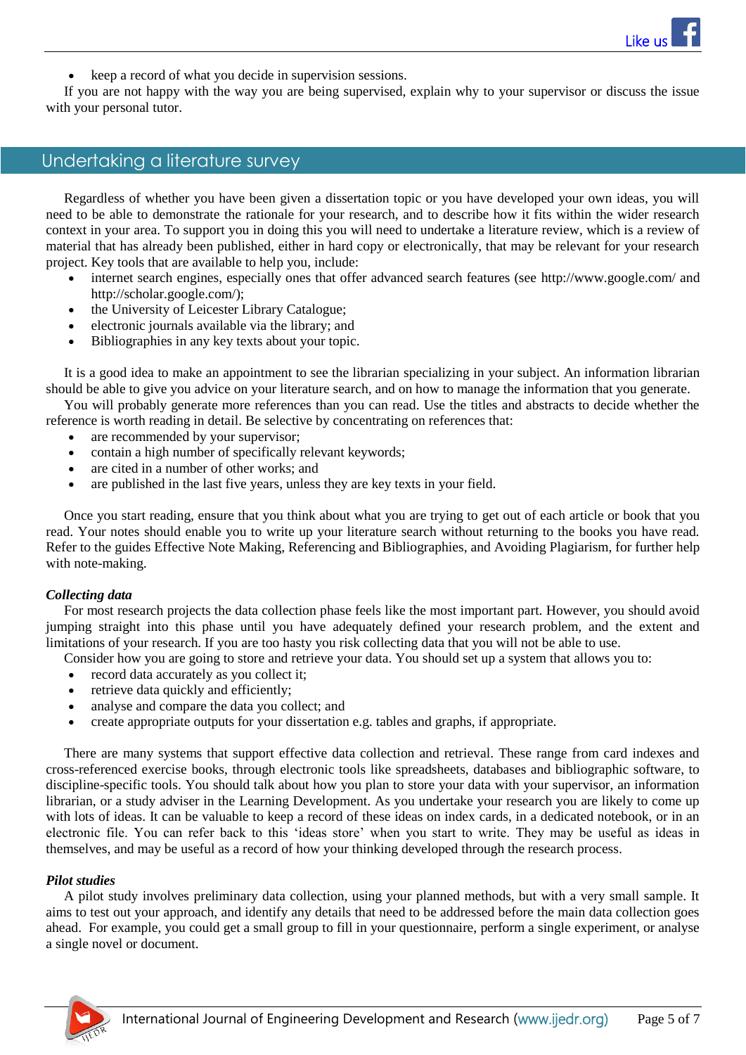- keep a record of what you decide in supervision sessions.

If you are not happy with the way you are being supervised, explain why to your supervisor or discuss the issue with your personal tutor.

## Undertaking a literature survey

Regardless of whether you have been given a dissertation topic or you have developed your own ideas, you will need to be able to demonstrate the rationale for your research, and to describe how it fits within the wider research context in your area. To support you in doing this you will need to undertake a literature review, which is a review of material that has already been published, either in hard copy or electronically, that may be relevant for your research project. Key tools that are available to help you, include:

- internet search engines, especially ones that offer advanced search features (see http://www.google.com/ and http://scholar.google.com/);
- the University of Leicester Library Catalogue;
- electronic journals available via the library; and
- Bibliographies in any key texts about your topic.

It is a good idea to make an appointment to see the librarian specializing in your subject. An information librarian should be able to give you advice on your literature search, and on how to manage the information that you generate.

You will probably generate more references than you can read. Use the titles and abstracts to decide whether the reference is worth reading in detail. Be selective by concentrating on references that:

- are recommended by your supervisor;
- contain a high number of specifically relevant keywords;
- are cited in a number of other works; and
- are published in the last five years, unless they are key texts in your field.

Once you start reading, ensure that you think about what you are trying to get out of each article or book that you read. Your notes should enable you to write up your literature search without returning to the books you have read. Refer to the guides Effective Note Making, Referencing and Bibliographies, and Avoiding Plagiarism, for further help with note-making.

### *Collecting data*

For most research projects the data collection phase feels like the most important part. However, you should avoid jumping straight into this phase until you have adequately defined your research problem, and the extent and limitations of your research. If you are too hasty you risk collecting data that you will not be able to use.

Consider how you are going to store and retrieve your data. You should set up a system that allows you to:

- record data accurately as you collect it;
- retrieve data quickly and efficiently;
- analyse and compare the data you collect; and
- create appropriate outputs for your dissertation e.g. tables and graphs, if appropriate.

There are many systems that support effective data collection and retrieval. These range from card indexes and cross-referenced exercise books, through electronic tools like spreadsheets, databases and bibliographic software, to discipline-specific tools. You should talk about how you plan to store your data with your supervisor, an information librarian, or a study adviser in the Learning Development. As you undertake your research you are likely to come up with lots of ideas. It can be valuable to keep a record of these ideas on index cards, in a dedicated notebook, or in an electronic file. You can refer back to this 'ideas store' when you start to write. They may be useful as ideas in themselves, and may be useful as a record of how your thinking developed through the research process.

### *Pilot studies*

A pilot study involves preliminary data collection, using your planned methods, but with a very small sample. It aims to test out your approach, and identify any details that need to be addressed before the main data collection goes ahead. For example, you could get a small group to fill in your questionnaire, perform a single experiment, or analyse a single novel or document.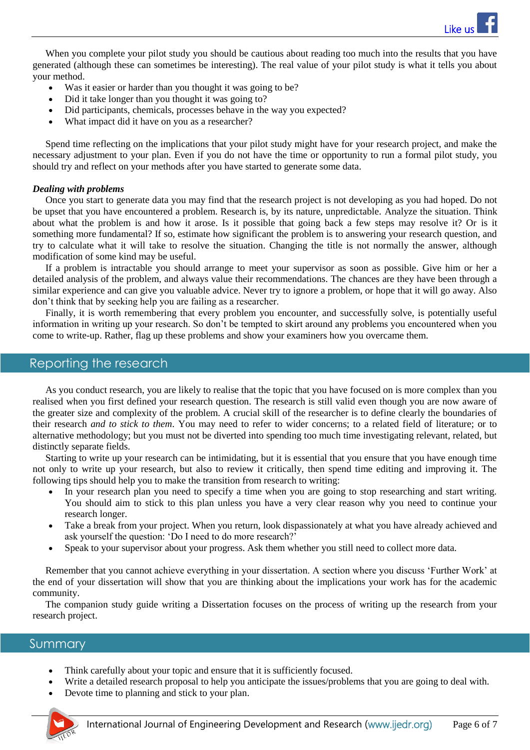When you complete your pilot study you should be cautious about reading too much into the results that you have generated (although these can sometimes be interesting). The real value of your pilot study is what it tells you about your method.

- Was it easier or harder than you thought it was going to be?
- Did it take longer than you thought it was going to?
- Did participants, chemicals, processes behave in the way you expected?
- What impact did it have on you as a researcher?

Spend time reflecting on the implications that your pilot study might have for your research project, and make the necessary adjustment to your plan. Even if you do not have the time or opportunity to run a formal pilot study, you should try and reflect on your methods after you have started to generate some data.

***Dealing with problems***

Once you start to generate data you may find that the research project is not developing as you had hoped. Do not be upset that you have encountered a problem. Research is, by its nature, unpredictable. Analyze the situation. Think about what the problem is and how it arose. Is it possible that going back a few steps may resolve it? Or is it something more fundamental? If so, estimate how significant the problem is to answering your research question, and try to calculate what it will take to resolve the situation. Changing the title is not normally the answer, although modification of some kind may be useful.

If a problem is intractable you should arrange to meet your supervisor as soon as possible. Give him or her a detailed analysis of the problem, and always value their recommendations. The chances are they have been through a similar experience and can give you valuable advice. Never try to ignore a problem, or hope that it will go away. Also don't think that by seeking help you are failing as a researcher.

Finally, it is worth remembering that every problem you encounter, and successfully solve, is potentially useful information in writing up your research. So don't be tempted to skirt around any problems you encountered when you come to write-up. Rather, flag up these problems and show your examiners how you overcame them.

## Reporting the research

As you conduct research, you are likely to realise that the topic that you have focused on is more complex than you realised when you first defined your research question. The research is still valid even though you are now aware of the greater size and complexity of the problem. A crucial skill of the researcher is to define clearly the boundaries of their research *and to stick to them*. You may need to refer to wider concerns; to a related field of literature; or to alternative methodology; but you must not be diverted into spending too much time investigating relevant, related, but distinctly separate fields.

Starting to write up your research can be intimidating, but it is essential that you ensure that you have enough time not only to write up your research, but also to review it critically, then spend time editing and improving it. The following tips should help you to make the transition from research to writing:

- In your research plan you need to specify a time when you are going to stop researching and start writing. You should aim to stick to this plan unless you have a very clear reason why you need to continue your research longer.
- Take a break from your project. When you return, look dispassionately at what you have already achieved and ask yourself the question: 'Do I need to do more research?'
- Speak to your supervisor about your progress. Ask them whether you still need to collect more data.

Remember that you cannot achieve everything in your dissertation. A section where you discuss 'Further Work' at the end of your dissertation will show that you are thinking about the implications your work has for the academic community.

The companion study guide writing a Dissertation focuses on the process of writing up the research from your research project.

## Summary

- Think carefully about your topic and ensure that it is sufficiently focused.
- Write a detailed research proposal to help you anticipate the issues/problems that you are going to deal with.
- Devote time to planning and stick to your plan.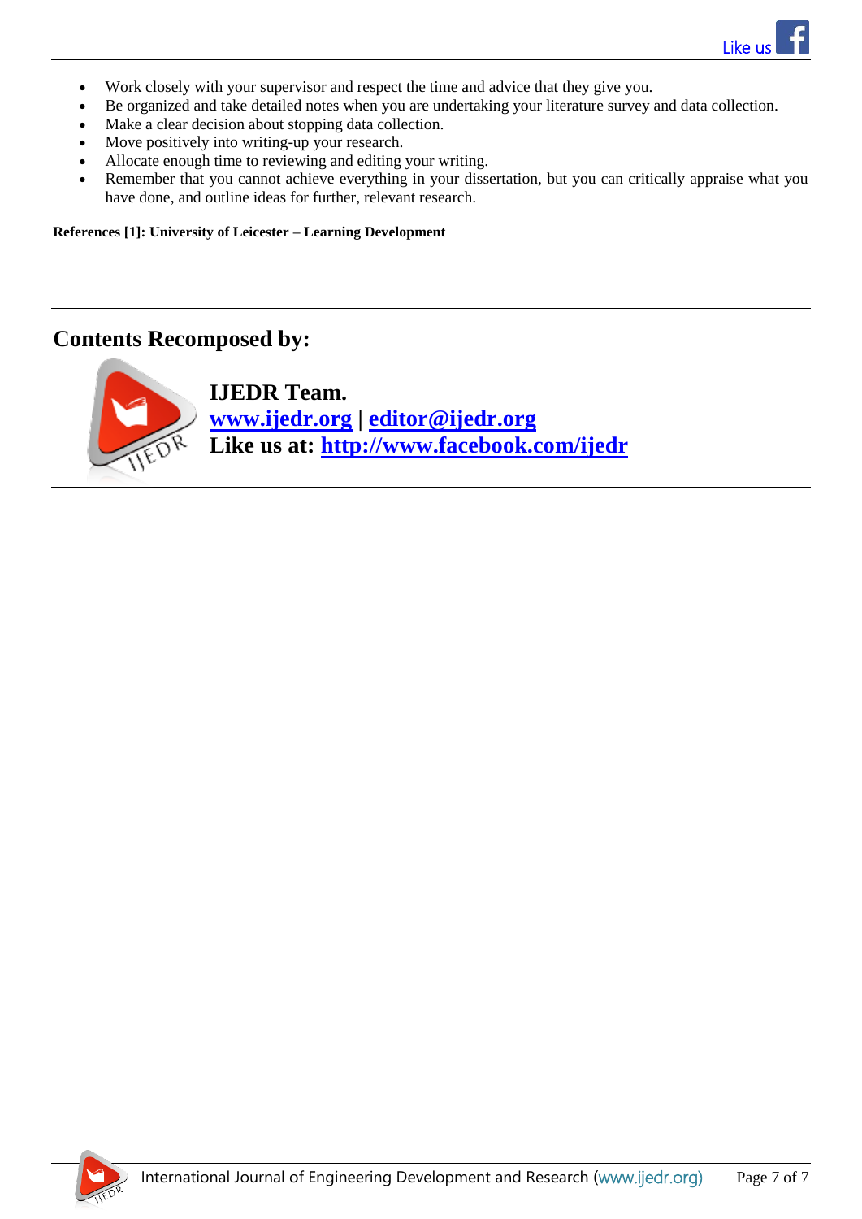- Work closely with your supervisor and respect the time and advice that they give you.
- Be organized and take detailed notes when you are undertaking your literature survey and data collection.
- Make a clear decision about stopping data collection.
- Move positively into writing-up your research.
- Allocate enough time to reviewing and editing your writing.
- Remember that you cannot achieve everything in your dissertation, but you can critically appraise what you have done, and outline ideas for further, relevant research.

**References [1]: University of Leicester – Learning Development**

## Contents Recomposed by:

**IJEDR Team.**
**www.ijedr.org | editor@ijedr.org**
**Like us at: http://www.facebook.com/ijedr**